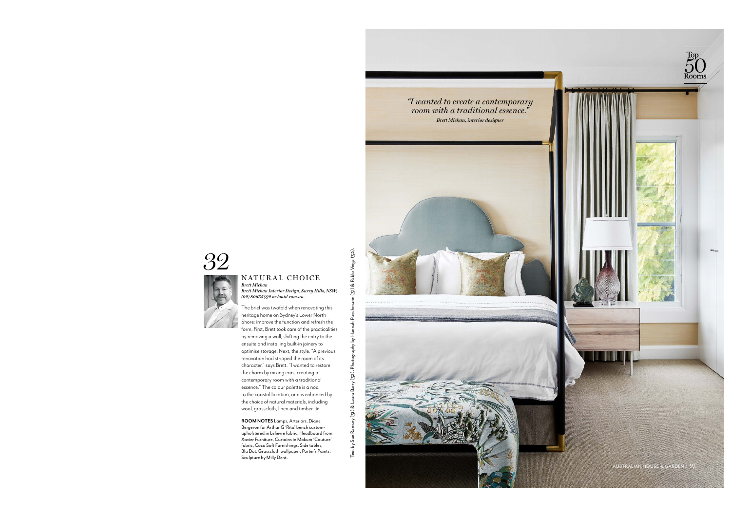# 32

## NATURAL CHOICE

***Brett Mickan***
***Brett Mickan Interior Design, Surry Hills, NSW; (02) 80655492 or bmid.com.au.***

The brief was twofold when renovating this heritage home on Sydney's Lower North Shore: improve the function and refresh the form. First, Brett took care of the practicalities by removing a wall, shifting the entry to the ensuite and installing built-in joinery to optimise storage. Next, the style. "A previous renovation had stripped the room of its character," says Brett. "I wanted to restore the charm by mixing eras, creating a contemporary room with a traditional essence." The colour palette is a nod to the coastal location, and is enhanced by the choice of natural materials, including wool, grasscloth, linen and timber. ▶

**ROOM NOTES** Lamps, Arteriors. Diane Bergeron for Arthur G 'Rita' bench custom-upholstered in Lelievre fabric. Headboard from Xavier Furniture. Curtains in Mokum 'Couture' fabric, Coco Soft Furnishings. Side tables, Blu Dot. Grasscloth wallpaper, Porter's Paints. Sculpture by Milly Dent.

Text by Sue Ramsey (31) & Laura Barry (32). Photography by Hannah Puechmarin (31) & Pablo Veiga (32).

*"I wanted to create a contemporary room with a traditional essence."*
***Brett Mickan, interior designer***

Top 50 Rooms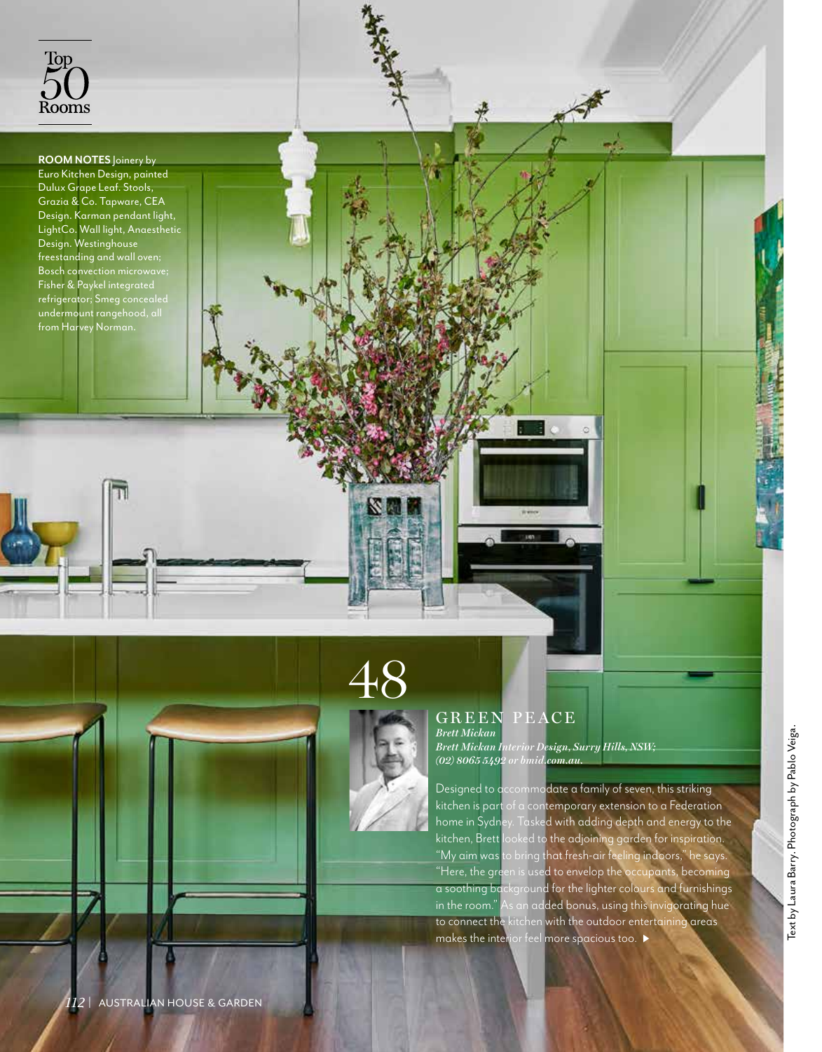Top 50 Rooms

**ROOM NOTES** Joinery by Euro Kitchen Design, painted Dulux Grape Leaf. Stools, Grazia & Co. Tapware, CEA Design. Karman pendant light, LightCo. Wall light, Anaesthetic Design. Westinghouse freestanding and wall oven; Bosch convection microwave; Fisher & Paykel integrated refrigerator; Smeg concealed undermount rangehood, all from Harvey Norman.

# 48

## GREEN PEACE

***Brett Mickan***
***Brett Mickan Interior Design, Surry Hills, NSW; (02) 8065 5492 or bmid.com.au.***

Designed to accommodate a family of seven, this striking kitchen is part of a contemporary extension to a Federation home in Sydney. Tasked with adding depth and energy to the kitchen, Brett looked to the adjoining garden for inspiration. "My aim was to bring that fresh-air feeling indoors," he says. "Here, the green is used to envelop the occupants, becoming a soothing background for the lighter colours and furnishings in the room." As an added bonus, using this invigorating hue to connect the kitchen with the outdoor entertaining areas makes the interior feel more spacious too. ▶

Text by Laura Barry. Photograph by Pablo Veiga.